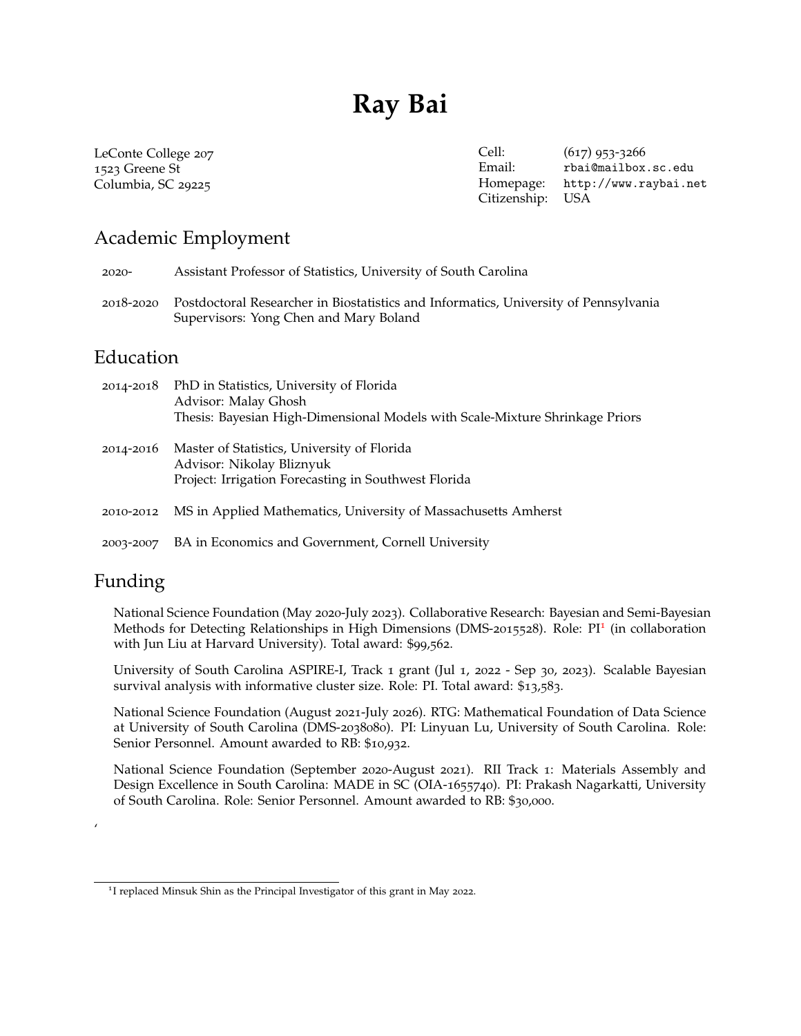# Ray Bai

LeConte College 207
1523 Greene St
Columbia, SC 29225

| | |
|---|---|
| Cell: | (617) 953-3266 |
| Email: | rbai@mailbox.sc.edu |
| Homepage: | http://www.raybai.net |
| Citizenship: | USA |

## Academic Employment

2020- Assistant Professor of Statistics, University of South Carolina

2018-2020 Postdoctoral Researcher in Biostatistics and Informatics, University of Pennsylvania
Supervisors: Yong Chen and Mary Boland

## Education

2014-2018 PhD in Statistics, University of Florida
Advisor: Malay Ghosh
Thesis: Bayesian High-Dimensional Models with Scale-Mixture Shrinkage Priors

2014-2016 Master of Statistics, University of Florida
Advisor: Nikolay Bliznyuk
Project: Irrigation Forecasting in Southwest Florida

2010-2012 MS in Applied Mathematics, University of Massachusetts Amherst

2003-2007 BA in Economics and Government, Cornell University

## Funding

National Science Foundation (May 2020-July 2023). Collaborative Research: Bayesian and Semi-Bayesian Methods for Detecting Relationships in High Dimensions (DMS-2015528). Role: PI[1] (in collaboration with Jun Liu at Harvard University). Total award: $99,562.

University of South Carolina ASPIRE-I, Track 1 grant (Jul 1, 2022 - Sep 30, 2023). Scalable Bayesian survival analysis with informative cluster size. Role: PI. Total award: $13,583.

National Science Foundation (August 2021-July 2026). RTG: Mathematical Foundation of Data Science at University of South Carolina (DMS-2038080). PI: Linyuan Lu, University of South Carolina. Role: Senior Personnel. Amount awarded to RB: $10,932.

National Science Foundation (September 2020-August 2021). RII Track 1: Materials Assembly and Design Excellence in South Carolina: MADE in SC (OIA-1655740). PI: Prakash Nagarkatti, University of South Carolina. Role: Senior Personnel. Amount awarded to RB: $30,000.

,

[1] I replaced Minsuk Shin as the Principal Investigator of this grant in May 2022.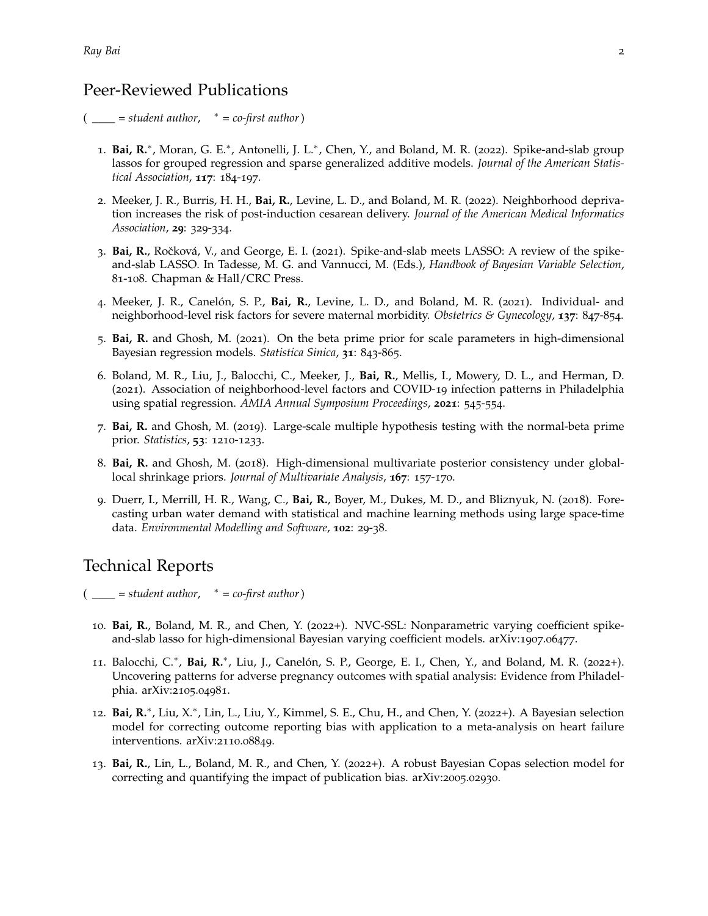## Peer-Reviewed Publications

( \_\_\_\_ = *student author*, $^*$ = *co-first author* )

1. **Bai, R.**$^*$, Moran, G. E.$^*$, Antonelli, J. L.$^*$, Chen, Y., and Boland, M. R. (2022). Spike-and-slab group lassos for grouped regression and sparse generalized additive models. *Journal of the American Statistical Association*, **117**: 184-197.

2. Meeker, J. R., Burris, H. H., **Bai, R.**, Levine, L. D., and Boland, M. R. (2022). Neighborhood deprivation increases the risk of post-induction cesarean delivery. *Journal of the American Medical Informatics Association*, **29**: 329-334.

3. **Bai, R.**, Ročková, V., and George, E. I. (2021). Spike-and-slab meets LASSO: A review of the spike-and-slab LASSO. In Tadesse, M. G. and Vannucci, M. (Eds.), *Handbook of Bayesian Variable Selection*, 81-108. Chapman & Hall/CRC Press.

4. Meeker, J. R., Canelón, S. P., **Bai, R.**, Levine, L. D., and Boland, M. R. (2021). Individual- and neighborhood-level risk factors for severe maternal morbidity. *Obstetrics & Gynecology*, **137**: 847-854.

5. **Bai, R.** and Ghosh, M. (2021). On the beta prime prior for scale parameters in high-dimensional Bayesian regression models. *Statistica Sinica*, **31**: 843-865.

6. Boland, M. R., Liu, J., Balocchi, C., Meeker, J., **Bai, R.**, Mellis, I., Mowery, D. L., and Herman, D. (2021). Association of neighborhood-level factors and COVID-19 infection patterns in Philadelphia using spatial regression. *AMIA Annual Symposium Proceedings*, **2021**: 545-554.

7. **Bai, R.** and Ghosh, M. (2019). Large-scale multiple hypothesis testing with the normal-beta prime prior. *Statistics*, **53**: 1210-1233.

8. **Bai, R.** and Ghosh, M. (2018). High-dimensional multivariate posterior consistency under global-local shrinkage priors. *Journal of Multivariate Analysis*, **167**: 157-170.

9. Duerr, I., Merrill, H. R., Wang, C., **Bai, R.**, Boyer, M., Dukes, M. D., and Bliznyuk, N. (2018). Forecasting urban water demand with statistical and machine learning methods using large space-time data. *Environmental Modelling and Software*, **102**: 29-38.

## Technical Reports

( \_\_\_\_ = *student author*, $^*$ = *co-first author* )

10. **Bai, R.**, Boland, M. R., and Chen, Y. (2022+). NVC-SSL: Nonparametric varying coefficient spike-and-slab lasso for high-dimensional Bayesian varying coefficient models. arXiv:1907.06477.

11. Balocchi, C.$^*$, **Bai, R.**$^*$, Liu, J., Canelón, S. P., George, E. I., Chen, Y., and Boland, M. R. (2022+). Uncovering patterns for adverse pregnancy outcomes with spatial analysis: Evidence from Philadelphia. arXiv:2105.04981.

12. **Bai, R.**$^*$, Liu, X.$^*$, Lin, L., Liu, Y., Kimmel, S. E., Chu, H., and Chen, Y. (2022+). A Bayesian selection model for correcting outcome reporting bias with application to a meta-analysis on heart failure interventions. arXiv:2110.08849.

13. **Bai, R.**, Lin, L., Boland, M. R., and Chen, Y. (2022+). A robust Bayesian Copas selection model for correcting and quantifying the impact of publication bias. arXiv:2005.02930.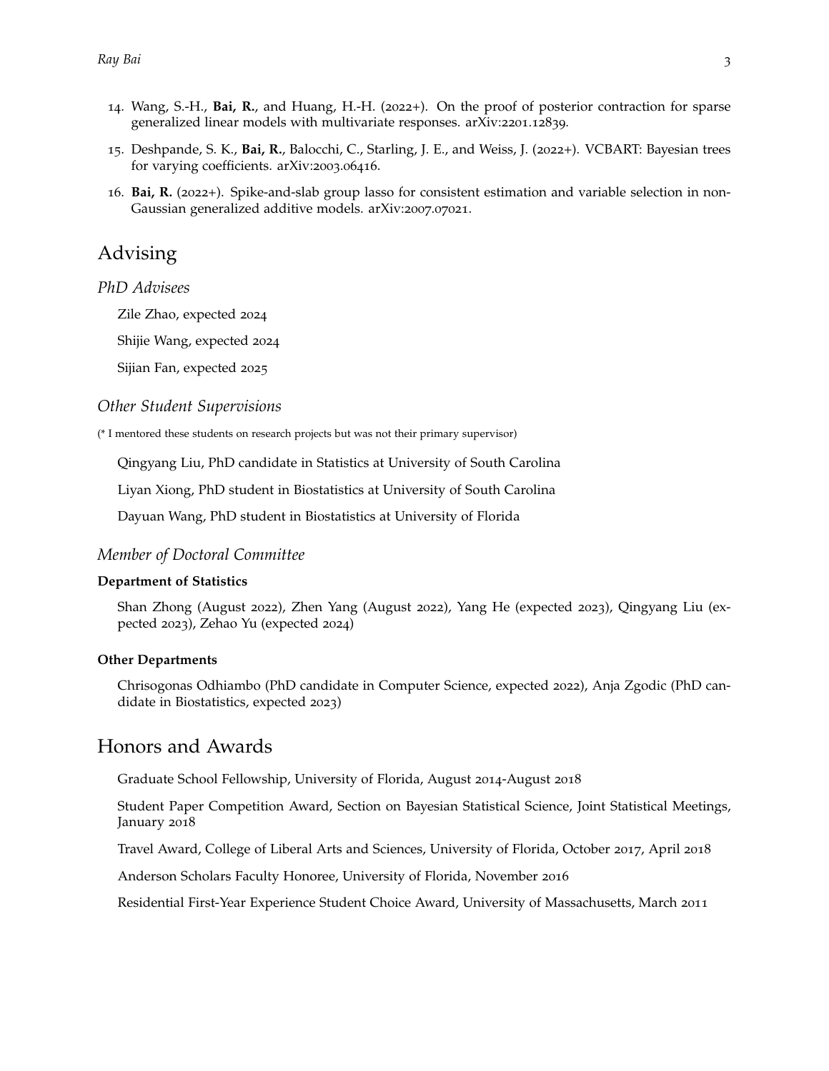14. Wang, S.-H., **Bai, R.**, and Huang, H.-H. (2022+). On the proof of posterior contraction for sparse generalized linear models with multivariate responses. arXiv:2201.12839.
15. Deshpande, S. K., **Bai, R.**, Balocchi, C., Starling, J. E., and Weiss, J. (2022+). VCBART: Bayesian trees for varying coefficients. arXiv:2003.06416.
16. **Bai, R.** (2022+). Spike-and-slab group lasso for consistent estimation and variable selection in non-Gaussian generalized additive models. arXiv:2007.07021.

# Advising

## *PhD Advisees*

Zile Zhao, expected 2024

Shijie Wang, expected 2024

Sijian Fan, expected 2025

## *Other Student Supervisions*

(* I mentored these students on research projects but was not their primary supervisor)

Qingyang Liu, PhD candidate in Statistics at University of South Carolina

Liyan Xiong, PhD student in Biostatistics at University of South Carolina

Dayuan Wang, PhD student in Biostatistics at University of Florida

## *Member of Doctoral Committee*

### Department of Statistics

Shan Zhong (August 2022), Zhen Yang (August 2022), Yang He (expected 2023), Qingyang Liu (expected 2023), Zehao Yu (expected 2024)

### Other Departments

Chrisogonas Odhiambo (PhD candidate in Computer Science, expected 2022), Anja Zgodic (PhD candidate in Biostatistics, expected 2023)

# Honors and Awards

Graduate School Fellowship, University of Florida, August 2014-August 2018

Student Paper Competition Award, Section on Bayesian Statistical Science, Joint Statistical Meetings, January 2018

Travel Award, College of Liberal Arts and Sciences, University of Florida, October 2017, April 2018

Anderson Scholars Faculty Honoree, University of Florida, November 2016

Residential First-Year Experience Student Choice Award, University of Massachusetts, March 2011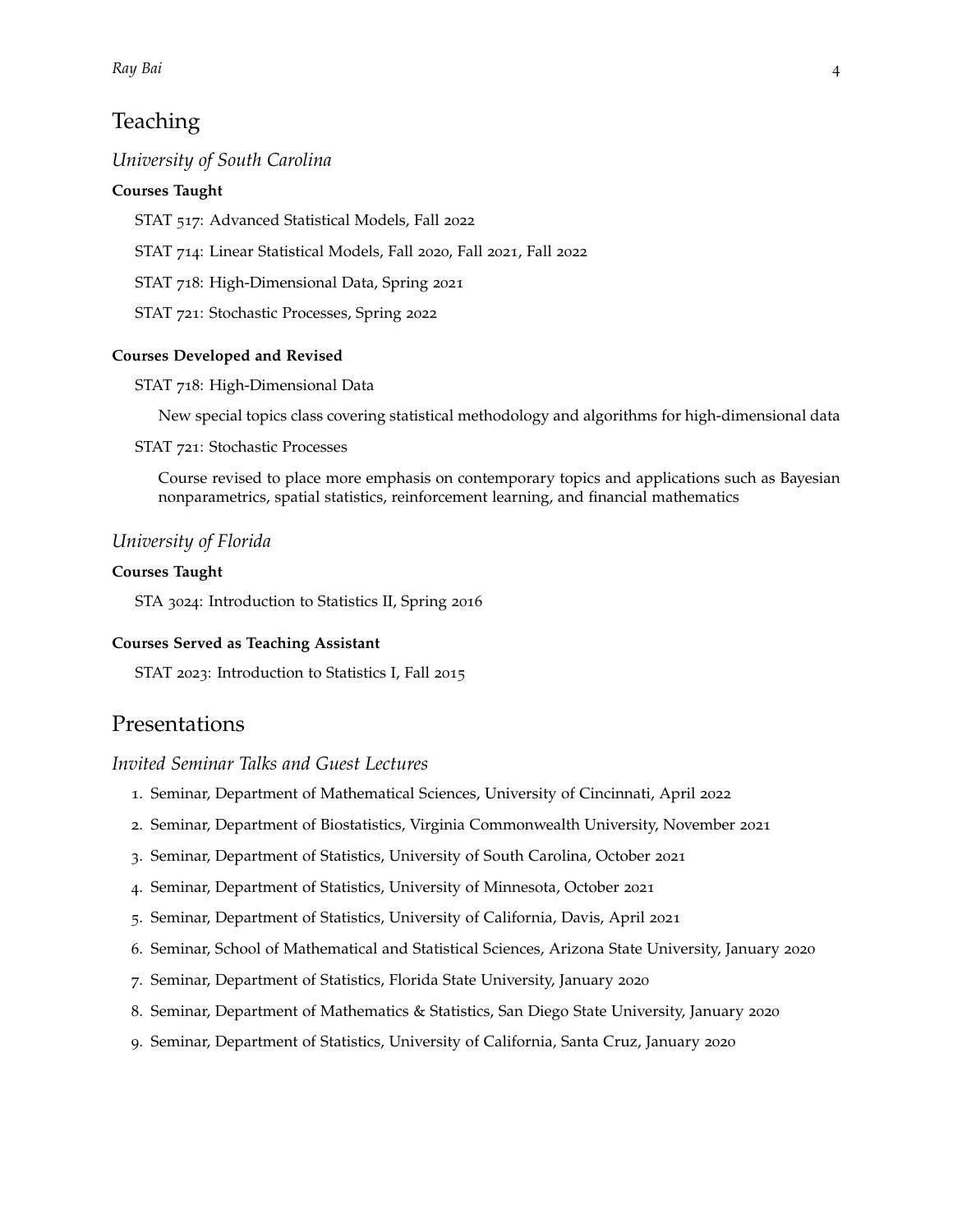# Teaching

## *University of South Carolina*

**Courses Taught**

STAT 517: Advanced Statistical Models, Fall 2022

STAT 714: Linear Statistical Models, Fall 2020, Fall 2021, Fall 2022

STAT 718: High-Dimensional Data, Spring 2021

STAT 721: Stochastic Processes, Spring 2022

**Courses Developed and Revised**

STAT 718: High-Dimensional Data

New special topics class covering statistical methodology and algorithms for high-dimensional data

STAT 721: Stochastic Processes

Course revised to place more emphasis on contemporary topics and applications such as Bayesian nonparametrics, spatial statistics, reinforcement learning, and financial mathematics

## *University of Florida*

**Courses Taught**

STA 3024: Introduction to Statistics II, Spring 2016

**Courses Served as Teaching Assistant**

STAT 2023: Introduction to Statistics I, Fall 2015

# Presentations

## *Invited Seminar Talks and Guest Lectures*

1. Seminar, Department of Mathematical Sciences, University of Cincinnati, April 2022
2. Seminar, Department of Biostatistics, Virginia Commonwealth University, November 2021
3. Seminar, Department of Statistics, University of South Carolina, October 2021
4. Seminar, Department of Statistics, University of Minnesota, October 2021
5. Seminar, Department of Statistics, University of California, Davis, April 2021
6. Seminar, School of Mathematical and Statistical Sciences, Arizona State University, January 2020
7. Seminar, Department of Statistics, Florida State University, January 2020
8. Seminar, Department of Mathematics & Statistics, San Diego State University, January 2020
9. Seminar, Department of Statistics, University of California, Santa Cruz, January 2020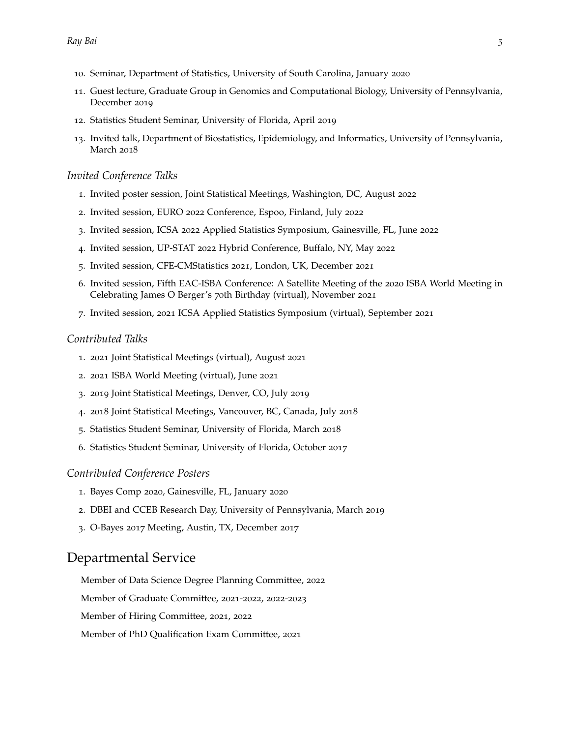10. Seminar, Department of Statistics, University of South Carolina, January 2020
11. Guest lecture, Graduate Group in Genomics and Computational Biology, University of Pennsylvania, December 2019
12. Statistics Student Seminar, University of Florida, April 2019
13. Invited talk, Department of Biostatistics, Epidemiology, and Informatics, University of Pennsylvania, March 2018

### *Invited Conference Talks*

1. Invited poster session, Joint Statistical Meetings, Washington, DC, August 2022
2. Invited session, EURO 2022 Conference, Espoo, Finland, July 2022
3. Invited session, ICSA 2022 Applied Statistics Symposium, Gainesville, FL, June 2022
4. Invited session, UP-STAT 2022 Hybrid Conference, Buffalo, NY, May 2022
5. Invited session, CFE-CMStatistics 2021, London, UK, December 2021
6. Invited session, Fifth EAC-ISBA Conference: A Satellite Meeting of the 2020 ISBA World Meeting in Celebrating James O Berger's 70th Birthday (virtual), November 2021
7. Invited session, 2021 ICSA Applied Statistics Symposium (virtual), September 2021

### *Contributed Talks*

1. 2021 Joint Statistical Meetings (virtual), August 2021
2. 2021 ISBA World Meeting (virtual), June 2021
3. 2019 Joint Statistical Meetings, Denver, CO, July 2019
4. 2018 Joint Statistical Meetings, Vancouver, BC, Canada, July 2018
5. Statistics Student Seminar, University of Florida, March 2018
6. Statistics Student Seminar, University of Florida, October 2017

### *Contributed Conference Posters*

1. Bayes Comp 2020, Gainesville, FL, January 2020
2. DBEI and CCEB Research Day, University of Pennsylvania, March 2019
3. O-Bayes 2017 Meeting, Austin, TX, December 2017

## Departmental Service

Member of Data Science Degree Planning Committee, 2022

Member of Graduate Committee, 2021-2022, 2022-2023

Member of Hiring Committee, 2021, 2022

Member of PhD Qualification Exam Committee, 2021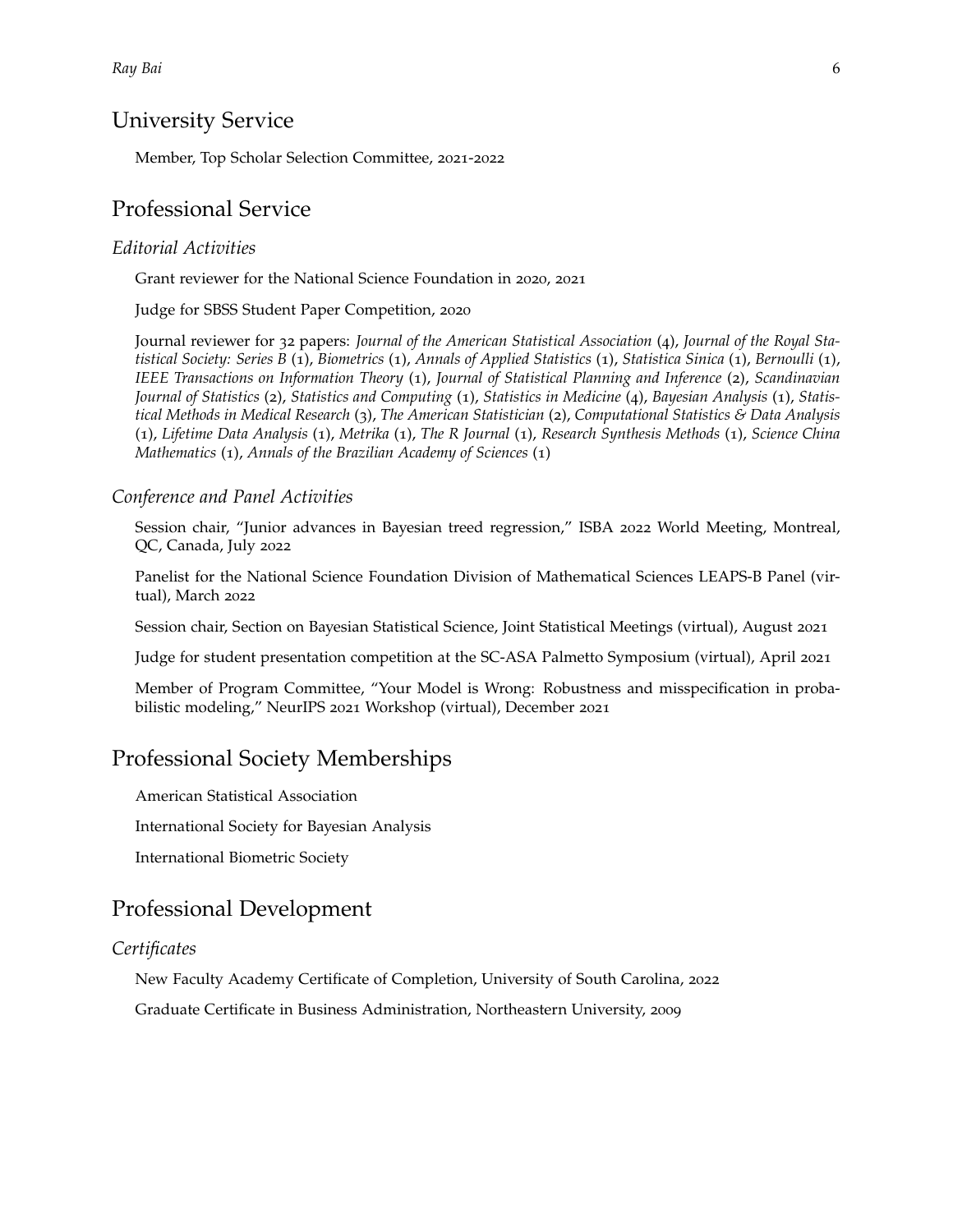## University Service

Member, Top Scholar Selection Committee, 2021-2022

## Professional Service

### *Editorial Activities*

Grant reviewer for the National Science Foundation in 2020, 2021

Judge for SBSS Student Paper Competition, 2020

Journal reviewer for 32 papers: *Journal of the American Statistical Association* (4), *Journal of the Royal Statistical Society: Series B* (1), *Biometrics* (1), *Annals of Applied Statistics* (1), *Statistica Sinica* (1), *Bernoulli* (1), *IEEE Transactions on Information Theory* (1), *Journal of Statistical Planning and Inference* (2), *Scandinavian Journal of Statistics* (2), *Statistics and Computing* (1), *Statistics in Medicine* (4), *Bayesian Analysis* (1), *Statistical Methods in Medical Research* (3), *The American Statistician* (2), *Computational Statistics & Data Analysis* (1), *Lifetime Data Analysis* (1), *Metrika* (1), *The R Journal* (1), *Research Synthesis Methods* (1), *Science China Mathematics* (1), *Annals of the Brazilian Academy of Sciences* (1)

### *Conference and Panel Activities*

Session chair, "Junior advances in Bayesian treed regression," ISBA 2022 World Meeting, Montreal, QC, Canada, July 2022

Panelist for the National Science Foundation Division of Mathematical Sciences LEAPS-B Panel (virtual), March 2022

Session chair, Section on Bayesian Statistical Science, Joint Statistical Meetings (virtual), August 2021

Judge for student presentation competition at the SC-ASA Palmetto Symposium (virtual), April 2021

Member of Program Committee, "Your Model is Wrong: Robustness and misspecification in probabilistic modeling," NeurIPS 2021 Workshop (virtual), December 2021

## Professional Society Memberships

American Statistical Association

International Society for Bayesian Analysis

International Biometric Society

## Professional Development

### *Certificates*

New Faculty Academy Certificate of Completion, University of South Carolina, 2022

Graduate Certificate in Business Administration, Northeastern University, 2009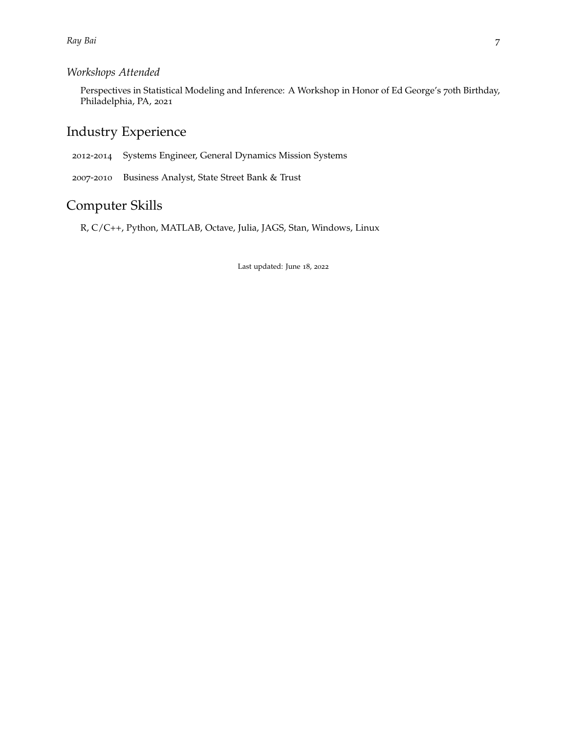### *Workshops Attended*

Perspectives in Statistical Modeling and Inference: A Workshop in Honor of Ed George's 70th Birthday, Philadelphia, PA, 2021

## Industry Experience

2012-2014 Systems Engineer, General Dynamics Mission Systems

2007-2010 Business Analyst, State Street Bank & Trust

## Computer Skills

R, C/C++, Python, MATLAB, Octave, Julia, JAGS, Stan, Windows, Linux

Last updated: June 18, 2022